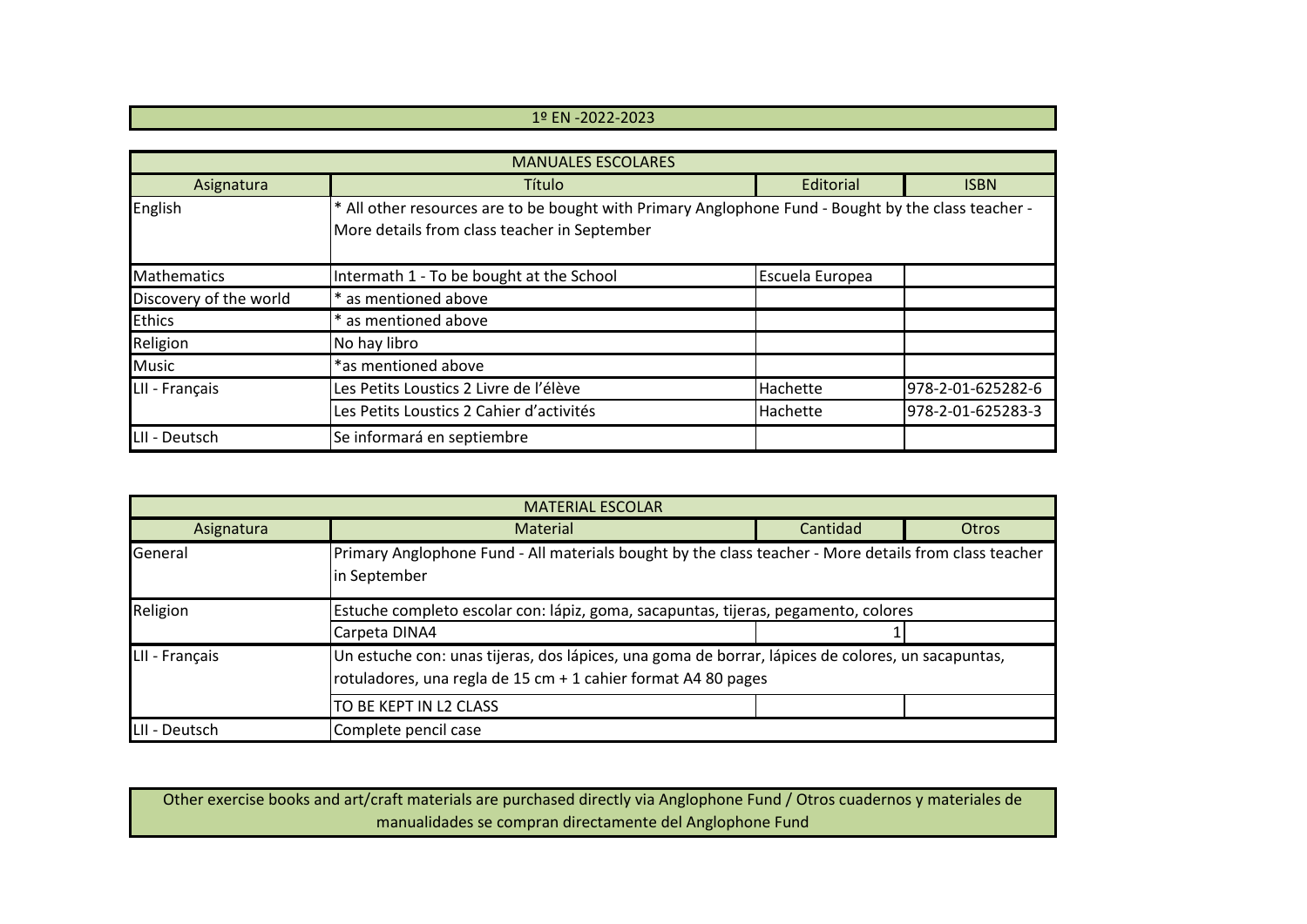# 1º EN -2022-2023

| MANUALES ESCOLARES | | | |
|---|---|---|---|
| Asignatura | Título | Editorial | ISBN |
| English | * All other resources are to be bought with Primary Anglophone Fund - Bought by the class teacher - More details from class teacher in September | | |
| Mathematics | Intermath 1 - To be bought at the School | Escuela Europea | |
| Discovery of the world | * as mentioned above | | |
| Ethics | * as mentioned above | | |
| Religion | No hay libro | | |
| Music | *as mentioned above | | |
| LII - Français | Les Petits Loustics 2 Livre de l'élève | Hachette | 978-2-01-625282-6 |
| | Les Petits Loustics 2 Cahier d'activités | Hachette | 978-2-01-625283-3 |
| LII - Deutsch | Se informará en septiembre | | |

| MATERIAL ESCOLAR | | | |
|---|---|---|---|
| Asignatura | Material | Cantidad | Otros |
| General | Primary Anglophone Fund - All materials bought by the class teacher - More details from class teacher in September | | |
| Religion | Estuche completo escolar con: lápiz, goma, sacapuntas, tijeras, pegamento, colores | | |
| | Carpeta DINA4 | 1 | |
| LII - Français | Un estuche con: unas tijeras, dos lápices, una goma de borrar, lápices de colores, un sacapuntas, rotuladores, una regla de 15 cm + 1 cahier format A4 80 pages | | |
| | TO BE KEPT IN L2 CLASS | | |
| LII - Deutsch | Complete pencil case | | |

Other exercise books and art/craft materials are purchased directly via Anglophone Fund / Otros cuadernos y materiales de manualidades se compran directamente del Anglophone Fund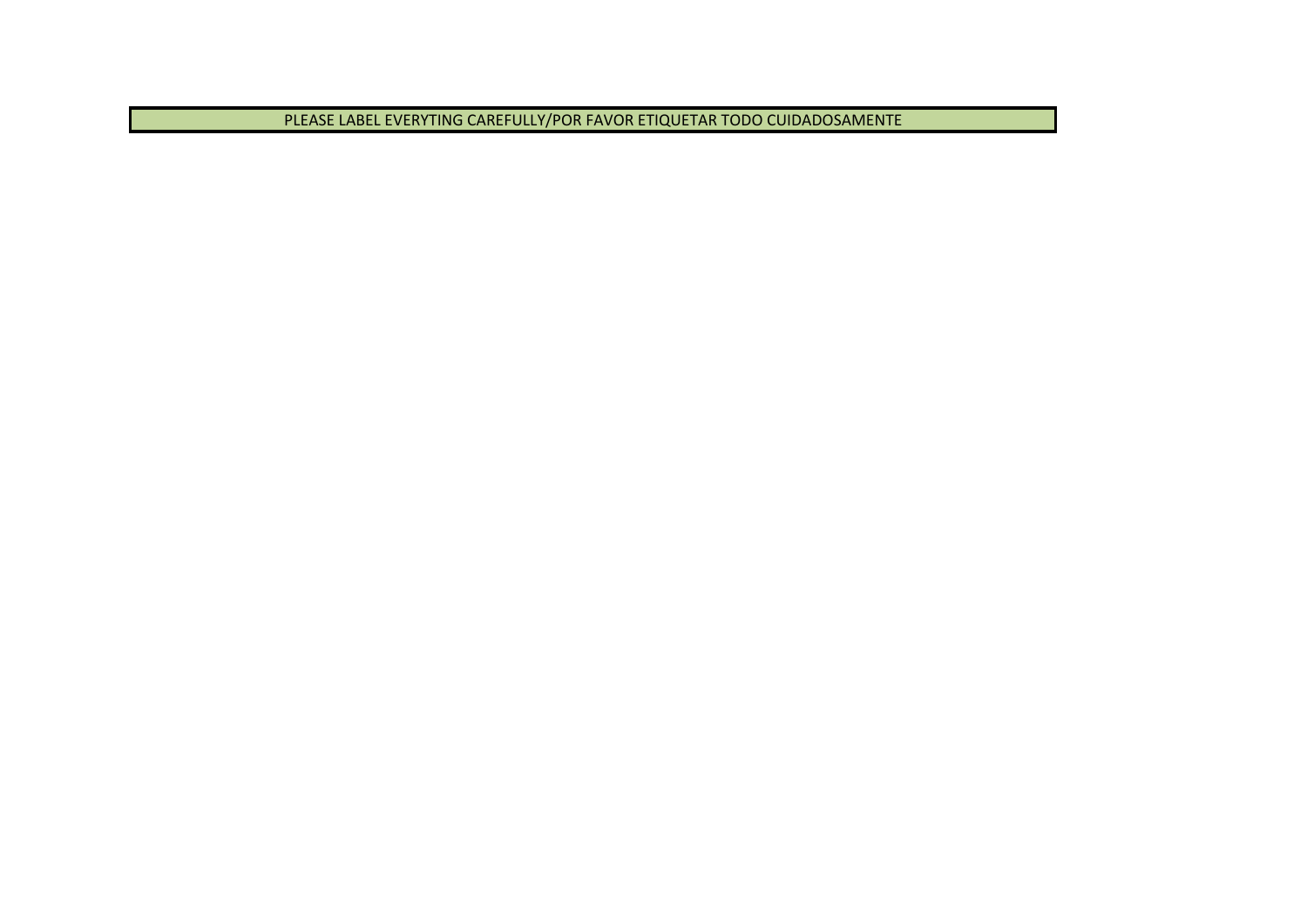PLEASE LABEL EVERYTING CAREFULLY/POR FAVOR ETIQUETAR TODO CUIDADOSAMENTE